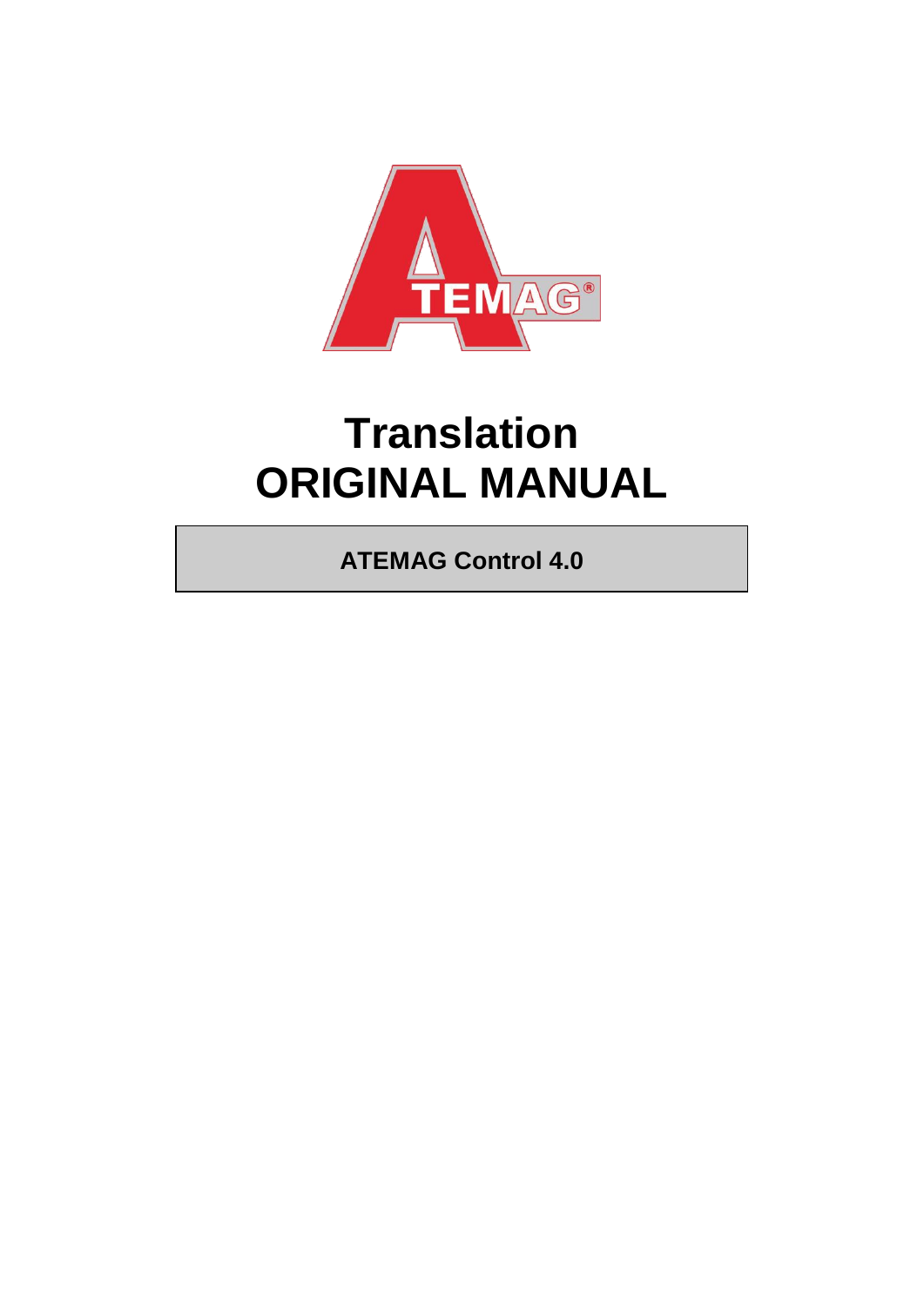# Translation
# ORIGINAL MANUAL

**ATEMAG Control 4.0**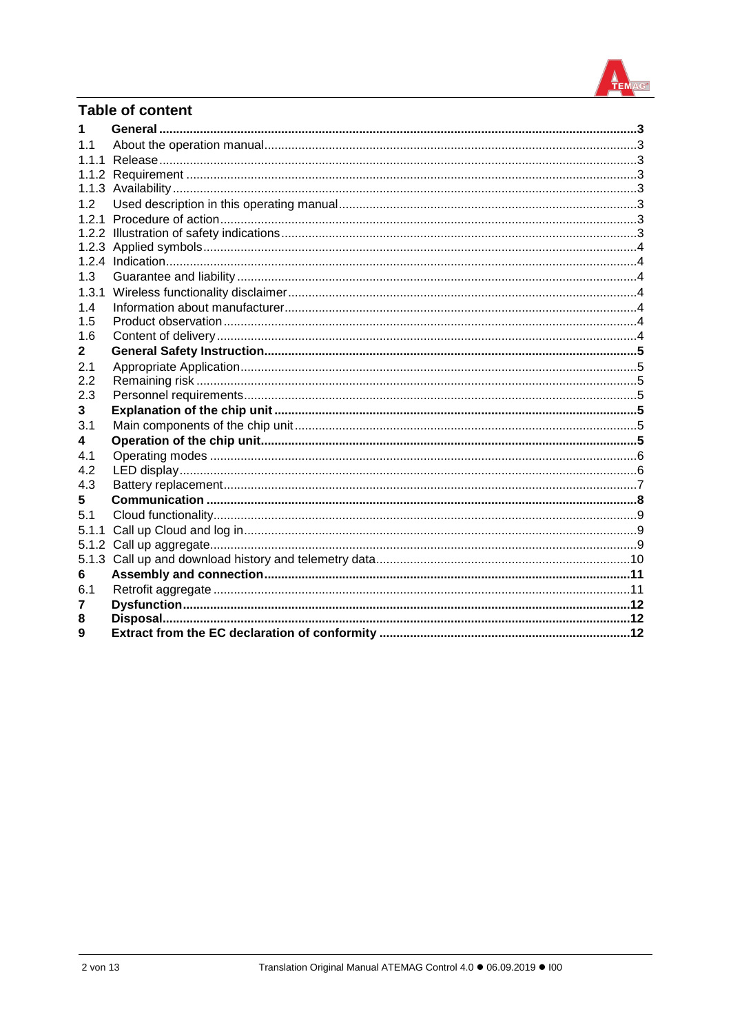## Table of content

| | | |
|---|---|---|
| **1** | **General** | **3** |
| 1.1 | About the operation manual | 3 |
| 1.1.1 | Release | 3 |
| 1.1.2 | Requirement | 3 |
| 1.1.3 | Availability | 3 |
| 1.2 | Used description in this operating manual | 3 |
| 1.2.1 | Procedure of action | 3 |
| 1.2.2 | Illustration of safety indications | 3 |
| 1.2.3 | Applied symbols | 4 |
| 1.2.4 | Indication | 4 |
| 1.3 | Guarantee and liability | 4 |
| 1.3.1 | Wireless functionality disclaimer | 4 |
| 1.4 | Information about manufacturer | 4 |
| 1.5 | Product observation | 4 |
| 1.6 | Content of delivery | 4 |
| **2** | **General Safety Instruction** | **5** |
| 2.1 | Appropriate Application | 5 |
| 2.2 | Remaining risk | 5 |
| 2.3 | Personnel requirements | 5 |
| **3** | **Explanation of the chip unit** | **5** |
| 3.1 | Main components of the chip unit | 5 |
| **4** | **Operation of the chip unit** | **5** |
| 4.1 | Operating modes | 6 |
| 4.2 | LED display | 6 |
| 4.3 | Battery replacement | 7 |
| **5** | **Communication** | **8** |
| 5.1 | Cloud functionality | 9 |
| 5.1.1 | Call up Cloud and log in | 9 |
| 5.1.2 | Call up aggregate | 9 |
| 5.1.3 | Call up and download history and telemetry data | 10 |
| **6** | **Assembly and connection** | **11** |
| 6.1 | Retrofit aggregate | 11 |
| **7** | **Dysfunction** | **12** |
| **8** | **Disposal** | **12** |
| **9** | **Extract from the EC declaration of conformity** | **12** |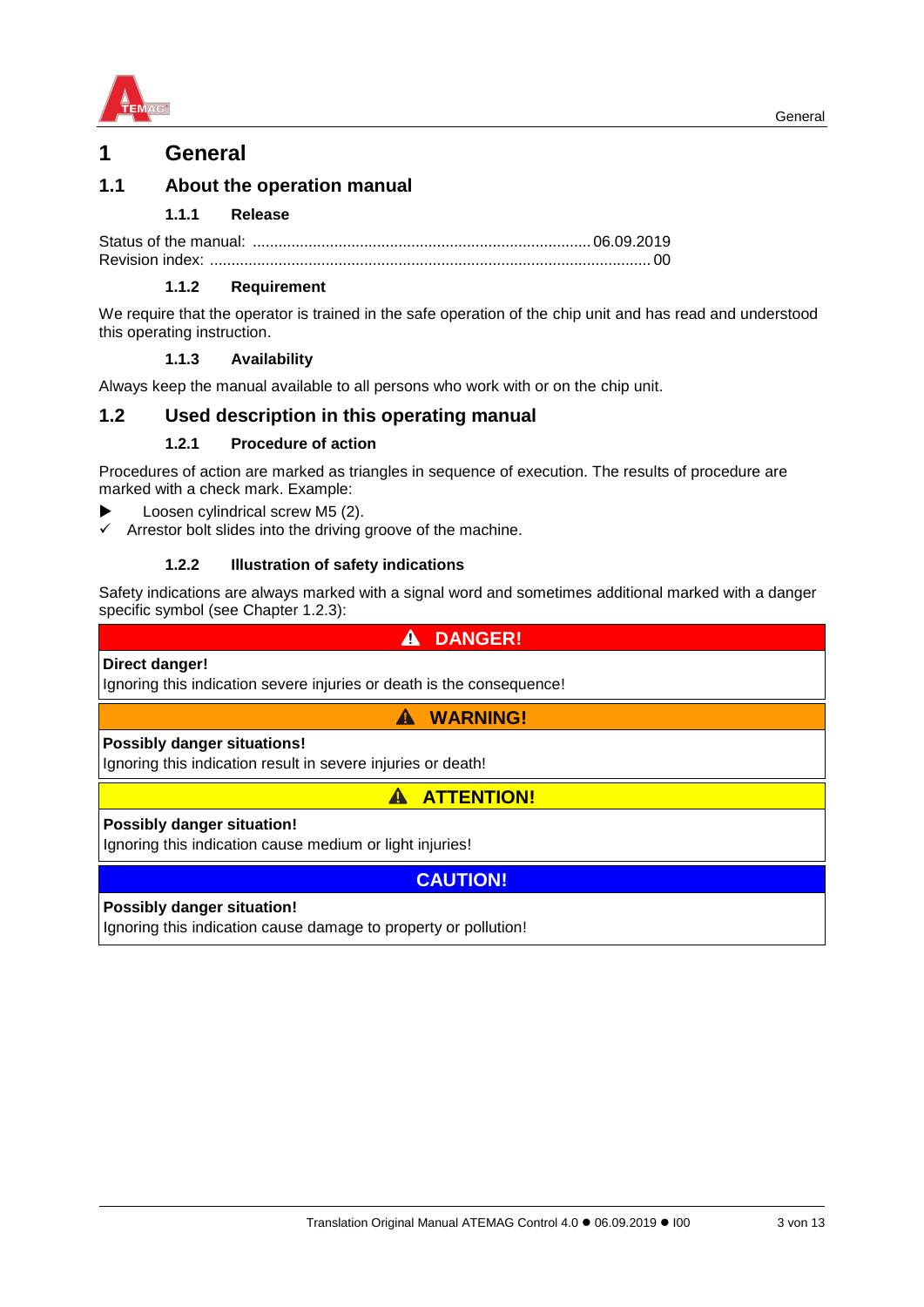# 1 General

## 1.1 About the operation manual

### 1.1.1 Release

Status of the manual: .............................................................................. 06.09.2019
Revision index: ....................................................................................................... 00

### 1.1.2 Requirement

We require that the operator is trained in the safe operation of the chip unit and has read and understood this operating instruction.

### 1.1.3 Availability

Always keep the manual available to all persons who work with or on the chip unit.

## 1.2 Used description in this operating manual

### 1.2.1 Procedure of action

Procedures of action are marked as triangles in sequence of execution. The results of procedure are marked with a check mark. Example:

▶ Loosen cylindrical screw M5 (2).
✓ Arrestor bolt slides into the driving groove of the machine.

### 1.2.2 Illustration of safety indications

Safety indications are always marked with a signal word and sometimes additional marked with a danger specific symbol (see Chapter 1.2.3):

| ⚠ DANGER! |
|---|
| **Direct danger!**<br>Ignoring this indication severe injuries or death is the consequence! |

| ⚠ WARNING! |
|---|
| **Possibly danger situations!**<br>Ignoring this indication result in severe injuries or death! |

| ⚠ ATTENTION! |
|---|
| **Possibly danger situation!**<br>Ignoring this indication cause medium or light injuries! |

| CAUTION! |
|---|
| **Possibly danger situation!**<br>Ignoring this indication cause damage to property or pollution! |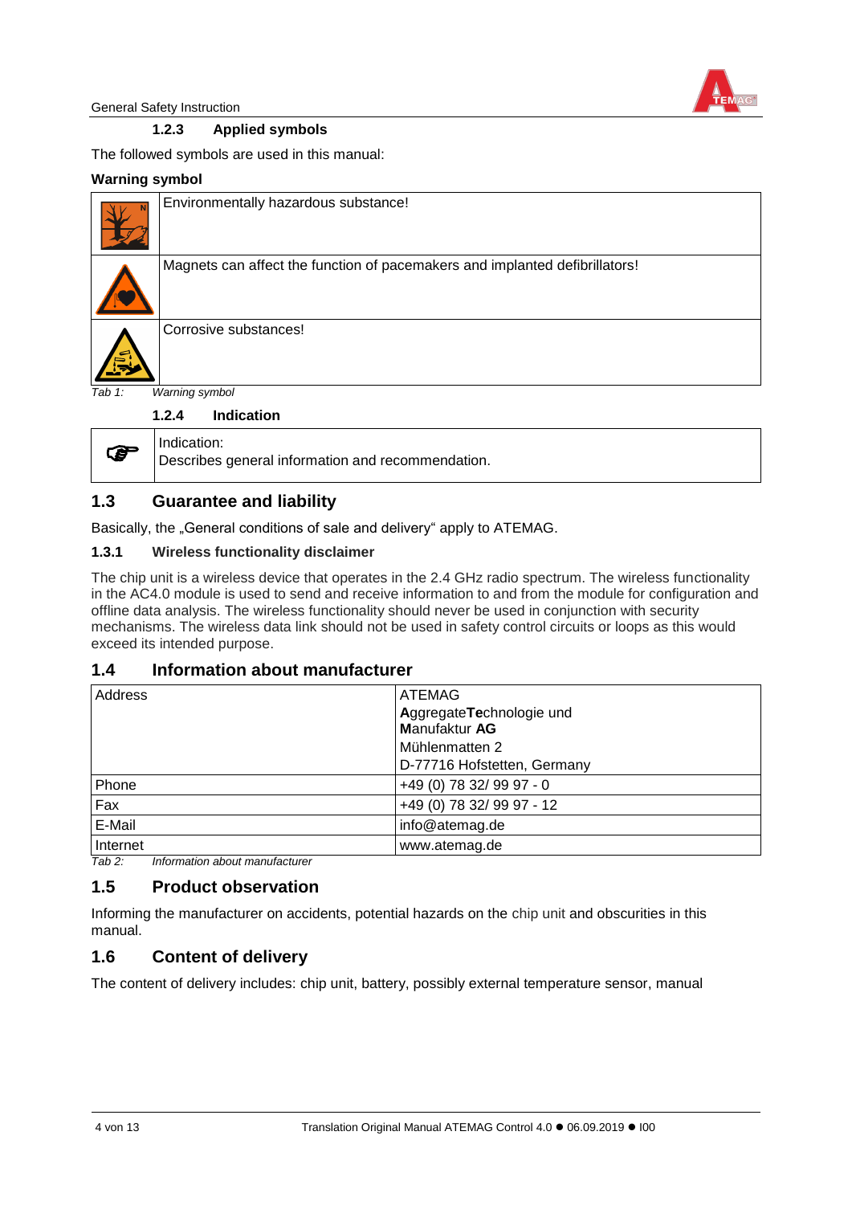#### 1.2.3 Applied symbols

The followed symbols are used in this manual:

**Warning symbol**

| | |
|---|---|
| | Environmentally hazardous substance! |
| | Magnets can affect the function of pacemakers and implanted defibrillators! |
| | Corrosive substances! |

*Tab 1: Warning symbol*

#### 1.2.4 Indication

| | |
|---|---|
| | Indication:<br>Describes general information and recommendation. |

## 1.3 Guarantee and liability

Basically, the „General conditions of sale and delivery" apply to ATEMAG.

### 1.3.1 Wireless functionality disclaimer

The chip unit is a wireless device that operates in the 2.4 GHz radio spectrum. The wireless functionality in the AC4.0 module is used to send and receive information to and from the module for configuration and offline data analysis. The wireless functionality should never be used in conjunction with security mechanisms. The wireless data link should not be used in safety control circuits or loops as this would exceed its intended purpose.

## 1.4 Information about manufacturer

| | |
|---|---|
| Address | ATEMAG<br>**A**ggregate**Te**chnologie und **M**anufaktur **AG**<br>Mühlenmatten 2<br>D-77716 Hofstetten, Germany |
| Phone | +49 (0) 78 32/ 99 97 - 0 |
| Fax | +49 (0) 78 32/ 99 97 - 12 |
| E-Mail | info@atemag.de |
| Internet | www.atemag.de |

*Tab 2: Information about manufacturer*

## 1.5 Product observation

Informing the manufacturer on accidents, potential hazards on the chip unit and obscurities in this manual.

## 1.6 Content of delivery

The content of delivery includes: chip unit, battery, possibly external temperature sensor, manual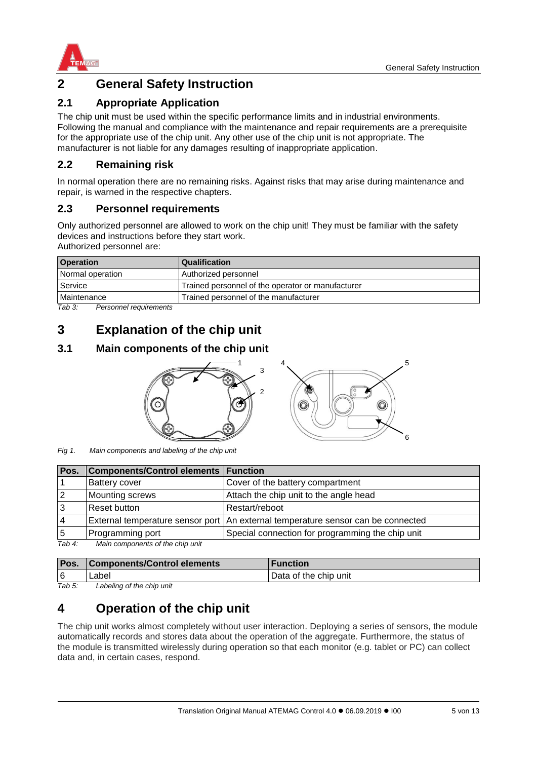# 2 General Safety Instruction

## 2.1 Appropriate Application

The chip unit must be used within the specific performance limits and in industrial environments. Following the manual and compliance with the maintenance and repair requirements are a prerequisite for the appropriate use of the chip unit. Any other use of the chip unit is not appropriate. The manufacturer is not liable for any damages resulting of inappropriate application.

## 2.2 Remaining risk

In normal operation there are no remaining risks. Against risks that may arise during maintenance and repair, is warned in the respective chapters.

## 2.3 Personnel requirements

Only authorized personnel are allowed to work on the chip unit! They must be familiar with the safety devices and instructions before they start work.
Authorized personnel are:

| Operation | Qualification |
|---|---|
| Normal operation | Authorized personnel |
| Service | Trained personnel of the operator or manufacturer |
| Maintenance | Trained personnel of the manufacturer |

*Tab 3: Personnel requirements*

# 3 Explanation of the chip unit

## 3.1 Main components of the chip unit

*Fig 1. Main components and labeling of the chip unit*

| Pos. | Components/Control elements | Function |
|---|---|---|
| 1 | Battery cover | Cover of the battery compartment |
| 2 | Mounting screws | Attach the chip unit to the angle head |
| 3 | Reset button | Restart/reboot |
| 4 | External temperature sensor port | An external temperature sensor can be connected |
| 5 | Programming port | Special connection for programming the chip unit |

*Tab 4: Main components of the chip unit*

| Pos. | Components/Control elements | Function |
|---|---|---|
| 6 | Label | Data of the chip unit |

*Tab 5: Labeling of the chip unit*

# 4 Operation of the chip unit

The chip unit works almost completely without user interaction. Deploying a series of sensors, the module automatically records and stores data about the operation of the aggregate. Furthermore, the status of the module is transmitted wirelessly during operation so that each monitor (e.g. tablet or PC) can collect data and, in certain cases, respond.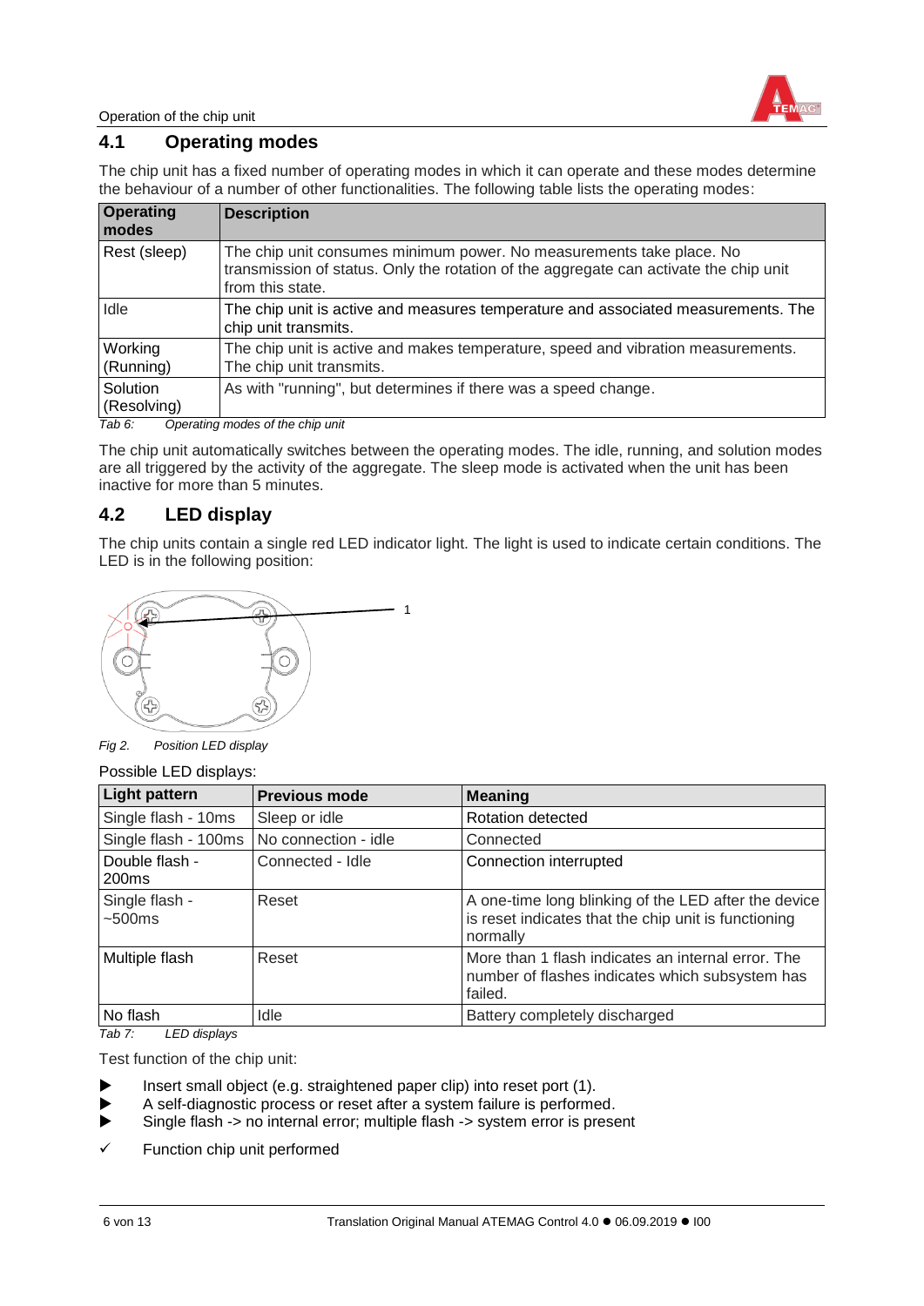## 4.1 Operating modes

The chip unit has a fixed number of operating modes in which it can operate and these modes determine the behaviour of a number of other functionalities. The following table lists the operating modes:

| Operating modes | Description |
|---|---|
| Rest (sleep) | The chip unit consumes minimum power. No measurements take place. No transmission of status. Only the rotation of the aggregate can activate the chip unit from this state. |
| Idle | The chip unit is active and measures temperature and associated measurements. The chip unit transmits. |
| Working (Running) | The chip unit is active and makes temperature, speed and vibration measurements. The chip unit transmits. |
| Solution (Resolving) | As with "running", but determines if there was a speed change. |

*Tab 6: Operating modes of the chip unit*

The chip unit automatically switches between the operating modes. The idle, running, and solution modes are all triggered by the activity of the aggregate. The sleep mode is activated when the unit has been inactive for more than 5 minutes.

## 4.2 LED display

The chip units contain a single red LED indicator light. The light is used to indicate certain conditions. The LED is in the following position:

1

*Fig 2. Position LED display*

Possible LED displays:

| Light pattern | Previous mode | Meaning |
|---|---|---|
| Single flash - 10ms | Sleep or idle | Rotation detected |
| Single flash - 100ms | No connection - idle | Connected |
| Double flash - 200ms | Connected - Idle | Connection interrupted |
| Single flash - ~500ms | Reset | A one-time long blinking of the LED after the device is reset indicates that the chip unit is functioning normally |
| Multiple flash | Reset | More than 1 flash indicates an internal error. The number of flashes indicates which subsystem has failed. |
| No flash | Idle | Battery completely discharged |

*Tab 7: LED displays*

Test function of the chip unit:

- ▶ Insert small object (e.g. straightened paper clip) into reset port (1).
- ▶ A self-diagnostic process or reset after a system failure is performed.
- ▶ Single flash -> no internal error; multiple flash -> system error is present

✓ Function chip unit performed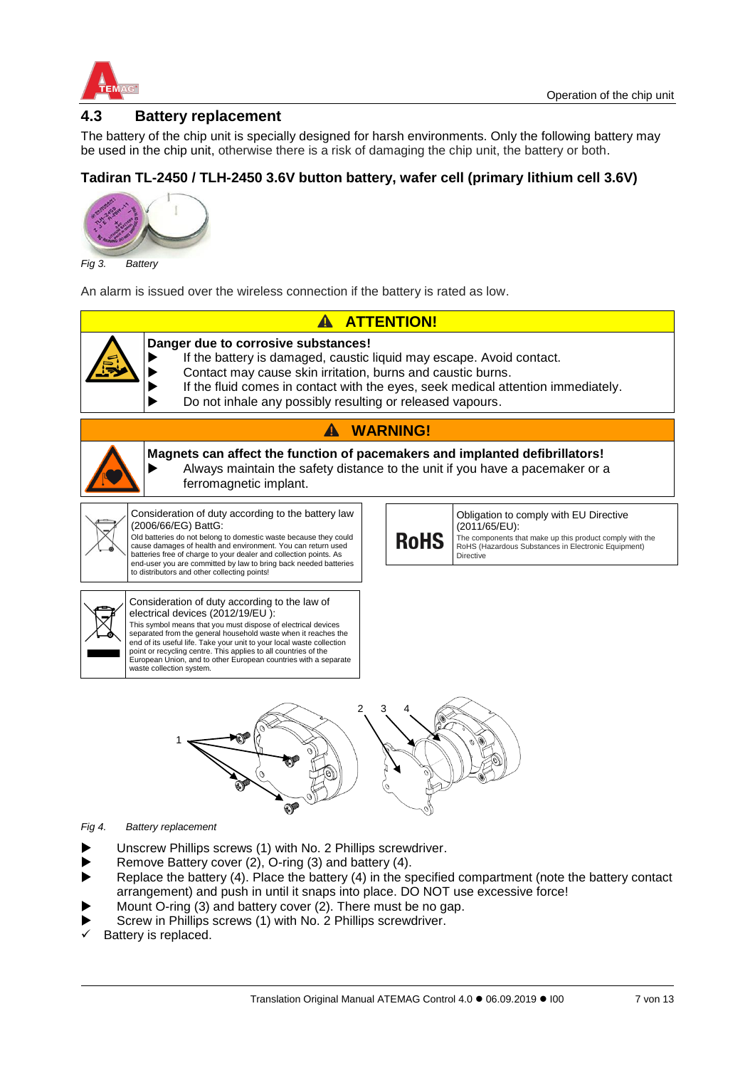## 4.3 Battery replacement

The battery of the chip unit is specially designed for harsh environments. Only the following battery may be used in the chip unit, otherwise there is a risk of damaging the chip unit, the battery or both.

### Tadiran TL-2450 / TLH-2450 3.6V button battery, wafer cell (primary lithium cell 3.6V)

*Fig 3. Battery*

An alarm is issued over the wireless connection if the battery is rated as low.

**ATTENTION!**

**Danger due to corrosive substances!**

- If the battery is damaged, caustic liquid may escape. Avoid contact.
- Contact may cause skin irritation, burns and caustic burns.
- If the fluid comes in contact with the eyes, seek medical attention immediately.
- Do not inhale any possibly resulting or released vapours.

**WARNING!**

**Magnets can affect the function of pacemakers and implanted defibrillators!**

- Always maintain the safety distance to the unit if you have a pacemaker or a ferromagnetic implant.

Consideration of duty according to the battery law (2006/66/EG) BattG:
Old batteries do not belong to domestic waste because they could cause damages of health and environment. You can return used batteries free of charge to your dealer and collection points. As end-user you are committed by law to bring back needed batteries to distributors and other collecting points!

RoHS

Obligation to comply with EU Directive (2011/65/EU):
The components that make up this product comply with the RoHS (Hazardous Substances in Electronic Equipment) Directive

Consideration of duty according to the law of electrical devices (2012/19/EU ):
This symbol means that you must dispose of electrical devices separated from the general household waste when it reaches the end of its useful life. Take your unit to your local waste collection point or recycling centre. This applies to all countries of the European Union, and to other European countries with a separate waste collection system.

*Fig 4. Battery replacement*

- Unscrew Phillips screws (1) with No. 2 Phillips screwdriver.
- Remove Battery cover (2), O-ring (3) and battery (4).
- Replace the battery (4). Place the battery (4) in the specified compartment (note the battery contact arrangement) and push in until it snaps into place. DO NOT use excessive force!
- Mount O-ring (3) and battery cover (2). There must be no gap.
- Screw in Phillips screws (1) with No. 2 Phillips screwdriver.

✓ Battery is replaced.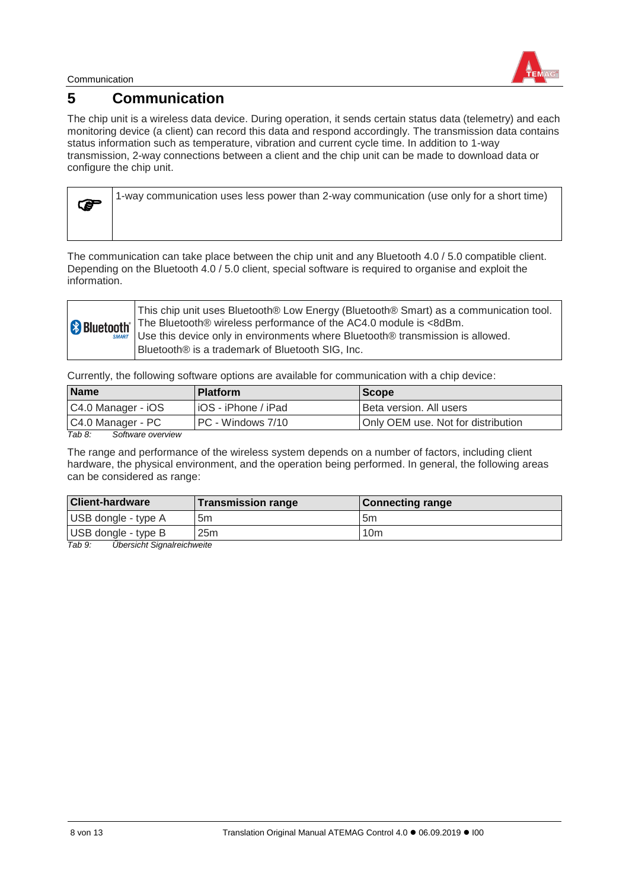# 5 Communication

The chip unit is a wireless data device. During operation, it sends certain status data (telemetry) and each monitoring device (a client) can record this data and respond accordingly. The transmission data contains status information such as temperature, vibration and current cycle time. In addition to 1-way transmission, 2-way connections between a client and the chip unit can be made to download data or configure the chip unit.

| ☞ | 1-way communication uses less power than 2-way communication (use only for a short time) |
|---|---|

The communication can take place between the chip unit and any Bluetooth 4.0 / 5.0 compatible client. Depending on the Bluetooth 4.0 / 5.0 client, special software is required to organise and exploit the information.

| Bluetooth SMART | This chip unit uses Bluetooth® Low Energy (Bluetooth® Smart) as a communication tool. The Bluetooth® wireless performance of the AC4.0 module is <8dBm. Use this device only in environments where Bluetooth® transmission is allowed. Bluetooth® is a trademark of Bluetooth SIG, Inc. |
|---|---|

Currently, the following software options are available for communication with a chip device:

| Name | Platform | Scope |
|---|---|---|
| C4.0 Manager - iOS | iOS - iPhone / iPad | Beta version. All users |
| C4.0 Manager - PC | PC - Windows 7/10 | Only OEM use. Not for distribution |

*Tab 8: Software overview*

The range and performance of the wireless system depends on a number of factors, including client hardware, the physical environment, and the operation being performed. In general, the following areas can be considered as range:

| Client-hardware | Transmission range | Connecting range |
|---|---|---|
| USB dongle - type A | 5m | 5m |
| USB dongle - type B | 25m | 10m |

*Tab 9: Übersicht Signalreichweite*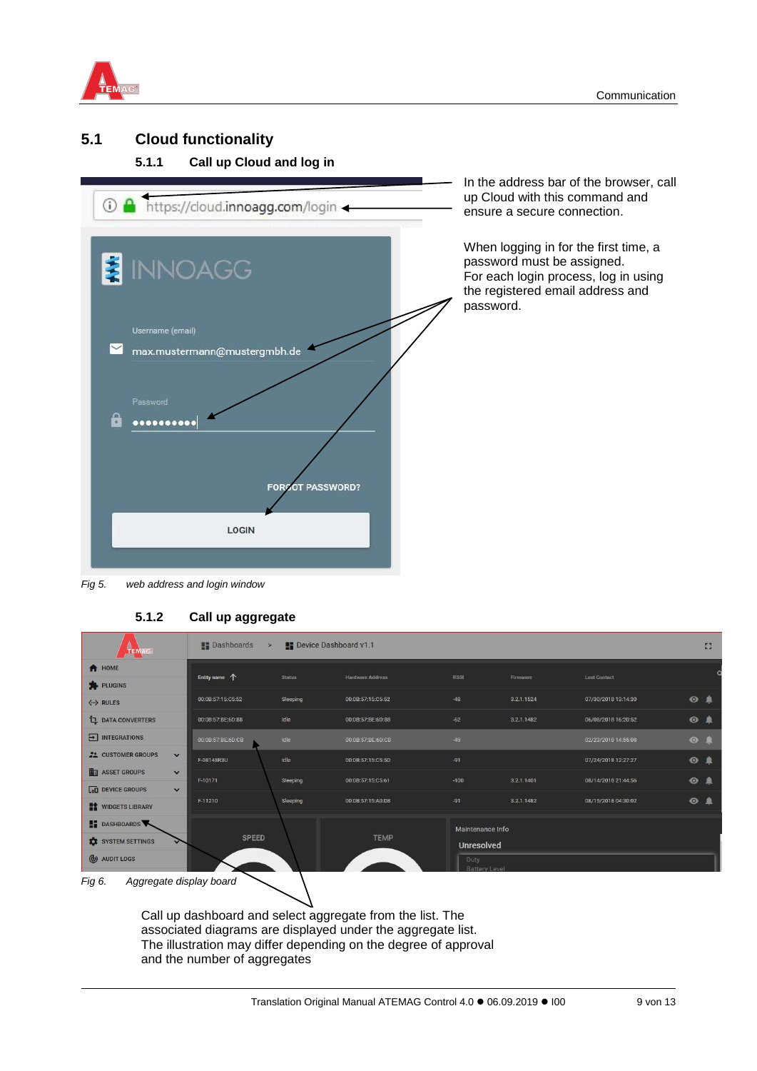## 5.1 Cloud functionality

### 5.1.1 Call up Cloud and log in

In the address bar of the browser, call up Cloud with this command and ensure a secure connection.

When logging in for the first time, a password must be assigned.
For each login process, log in using the registered email address and password.

*Fig 5. web address and login window*

### 5.1.2 Call up aggregate

*Fig 6. Aggregate display board*

Call up dashboard and select aggregate from the list. The associated diagrams are displayed under the aggregate list.
The illustration may differ depending on the degree of approval and the number of aggregates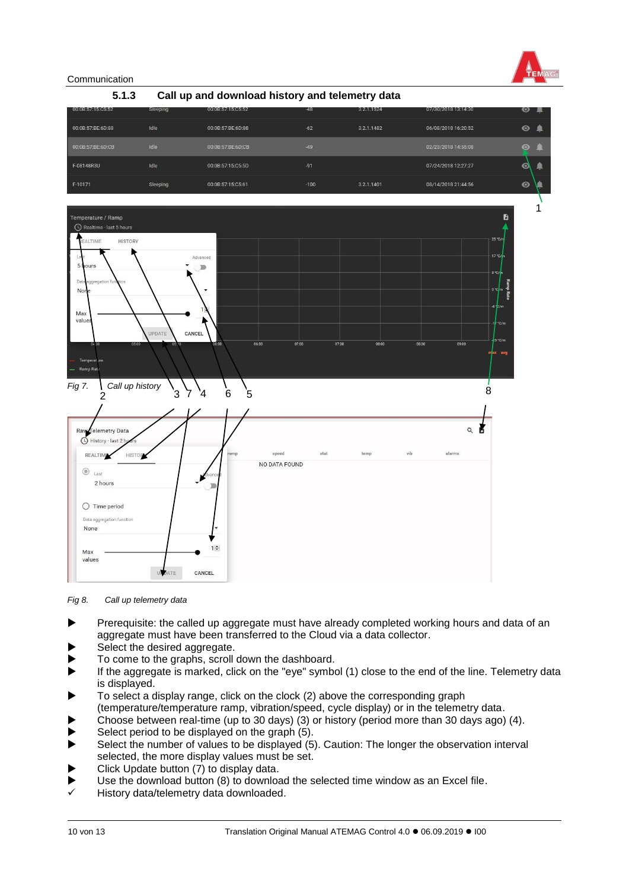### 5.1.3 Call up and download history and telemetry data

Fig 7. Call up history

Fig 8. Call up telemetry data

- ▶ Prerequisite: the called up aggregate must have already completed working hours and data of an aggregate must have been transferred to the Cloud via a data collector.
- ▶ Select the desired aggregate.
- ▶ To come to the graphs, scroll down the dashboard.
- ▶ If the aggregate is marked, click on the "eye" symbol (1) close to the end of the line. Telemetry data is displayed.
- ▶ To select a display range, click on the clock (2) above the corresponding graph (temperature/temperature ramp, vibration/speed, cycle display) or in the telemetry data.
- ▶ Choose between real-time (up to 30 days) (3) or history (period more than 30 days ago) (4).
- ▶ Select period to be displayed on the graph (5).
- ▶ Select the number of values to be displayed (5). Caution: The longer the observation interval selected, the more display values must be set.
- ▶ Click Update button (7) to display data.
- ▶ Use the download button (8) to download the selected time window as an Excel file.
- ✓ History data/telemetry data downloaded.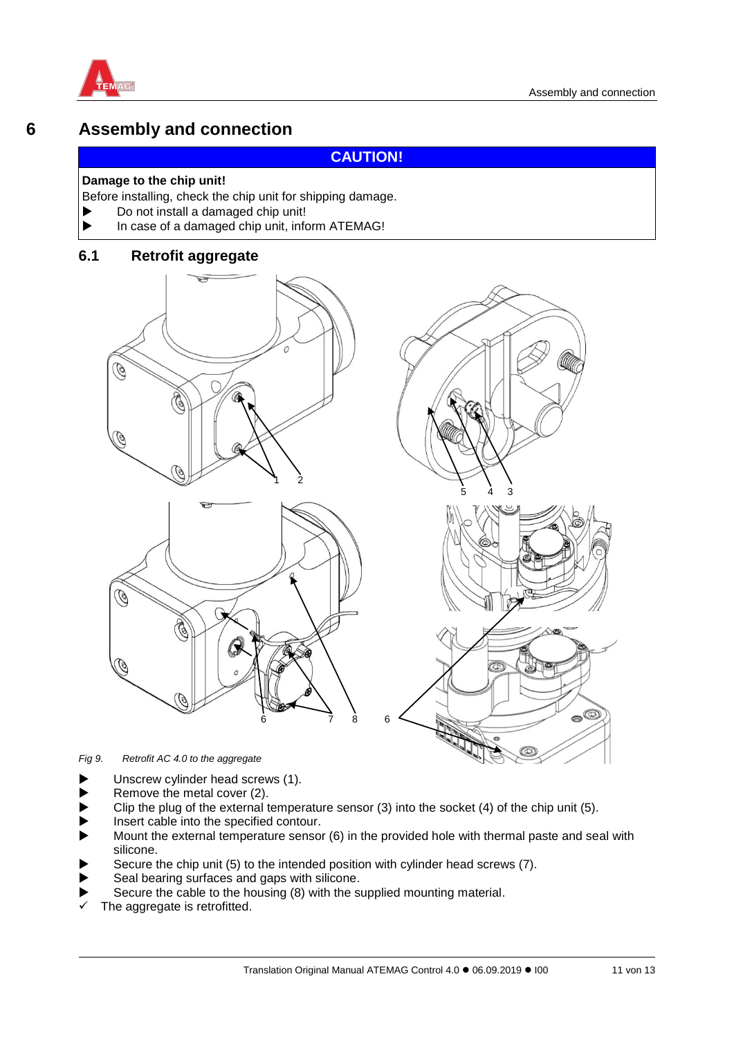# 6 Assembly and connection

**CAUTION!**

**Damage to the chip unit!**

Before installing, check the chip unit for shipping damage.

- ▶ Do not install a damaged chip unit!
- ▶ In case of a damaged chip unit, inform ATEMAG!

## 6.1 Retrofit aggregate

*Fig 9. Retrofit AC 4.0 to the aggregate*

- ▶ Unscrew cylinder head screws (1).
- ▶ Remove the metal cover (2).
- ▶ Clip the plug of the external temperature sensor (3) into the socket (4) of the chip unit (5).
- ▶ Insert cable into the specified contour.
- ▶ Mount the external temperature sensor (6) in the provided hole with thermal paste and seal with silicone.
- ▶ Secure the chip unit (5) to the intended position with cylinder head screws (7).
- ▶ Seal bearing surfaces and gaps with silicone.
- ▶ Secure the cable to the housing (8) with the supplied mounting material.

✓ The aggregate is retrofitted.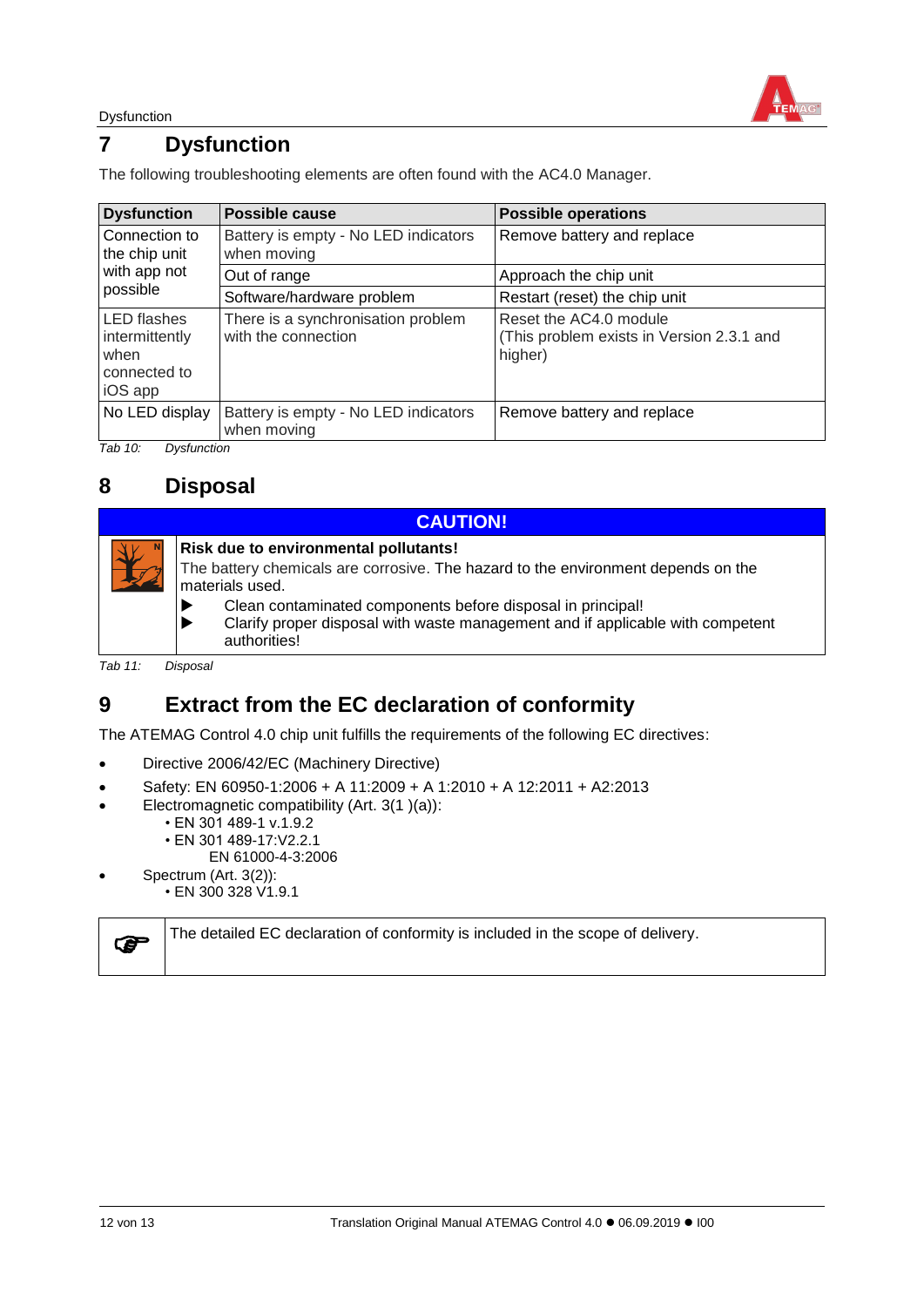## 7 Dysfunction

The following troubleshooting elements are often found with the AC4.0 Manager.

| Dysfunction | Possible cause | Possible operations |
| --- | --- | --- |
| Connection to the chip unit with app not possible | Battery is empty - No LED indicators when moving | Remove battery and replace |
| | Out of range | Approach the chip unit |
| | Software/hardware problem | Restart (reset) the chip unit |
| LED flashes intermittently when connected to iOS app | There is a synchronisation problem with the connection | Reset the AC4.0 module (This problem exists in Version 2.3.1 and higher) |
| No LED display | Battery is empty - No LED indicators when moving | Remove battery and replace |

*Tab 10: Dysfunction*

## 8 Disposal

| CAUTION! |
| --- |
| **Risk due to environmental pollutants!** The battery chemicals are corrosive. The hazard to the environment depends on the materials used. ▶ Clean contaminated components before disposal in principal! ▶ Clarify proper disposal with waste management and if applicable with competent authorities! |

*Tab 11: Disposal*

## 9 Extract from the EC declaration of conformity

The ATEMAG Control 4.0 chip unit fulfills the requirements of the following EC directives:

- Directive 2006/42/EC (Machinery Directive)
- Safety: EN 60950-1:2006 + A 11:2009 + A 1:2010 + A 12:2011 + A2:2013
- Electromagnetic compatibility (Art. 3(1 )(a)):
  - EN 301 489-1 v.1.9.2
  - EN 301 489-17:V2.2.1
    EN 61000-4-3:2006
- Spectrum (Art. 3(2)):
  - EN 300 328 V1.9.1

> The detailed EC declaration of conformity is included in the scope of delivery.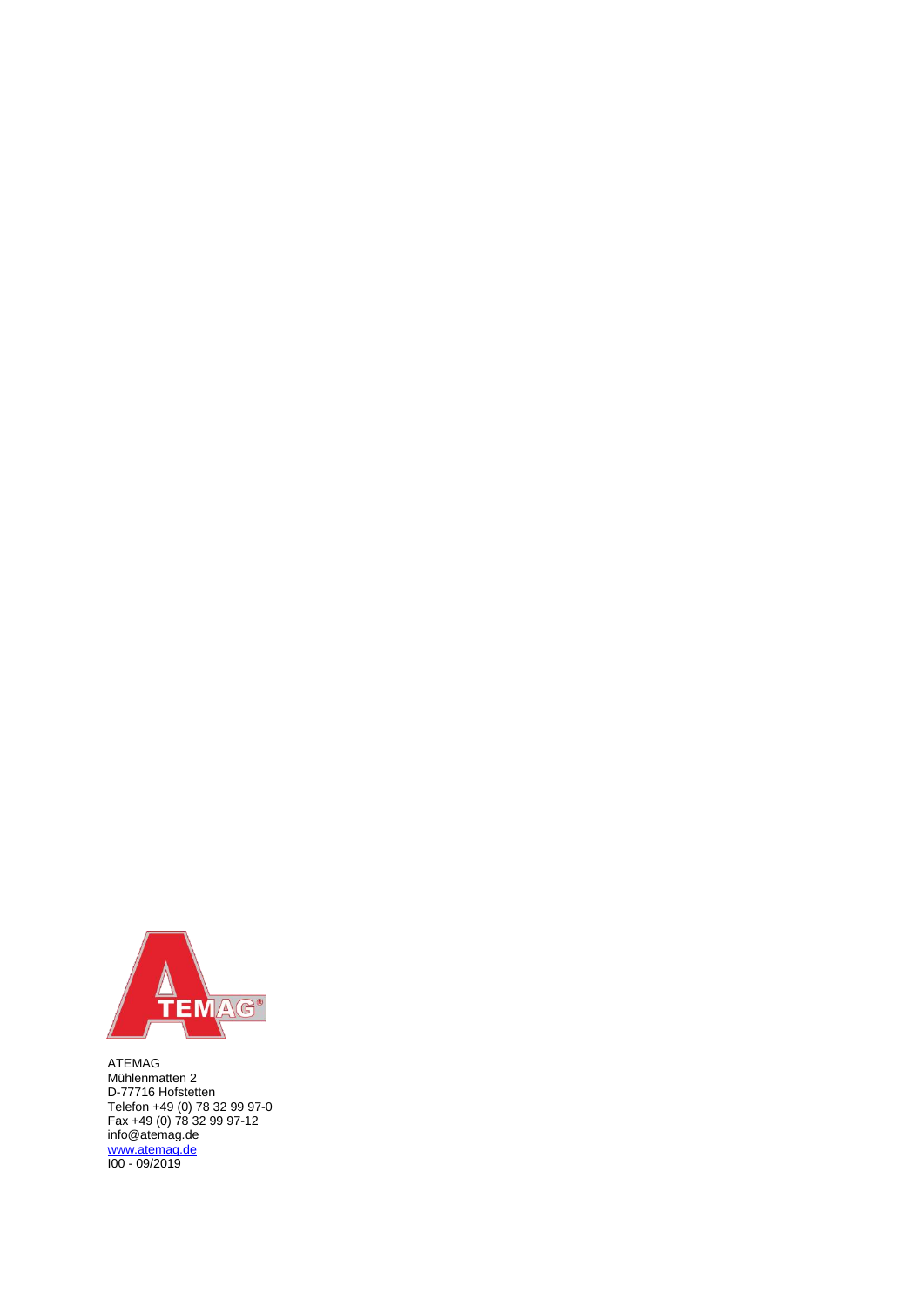ATEMAG
Mühlenmatten 2
D-77716 Hofstetten
Telefon +49 (0) 78 32 99 97-0
Fax +49 (0) 78 32 99 97-12
info@atemag.de
www.atemag.de
I00 - 09/2019